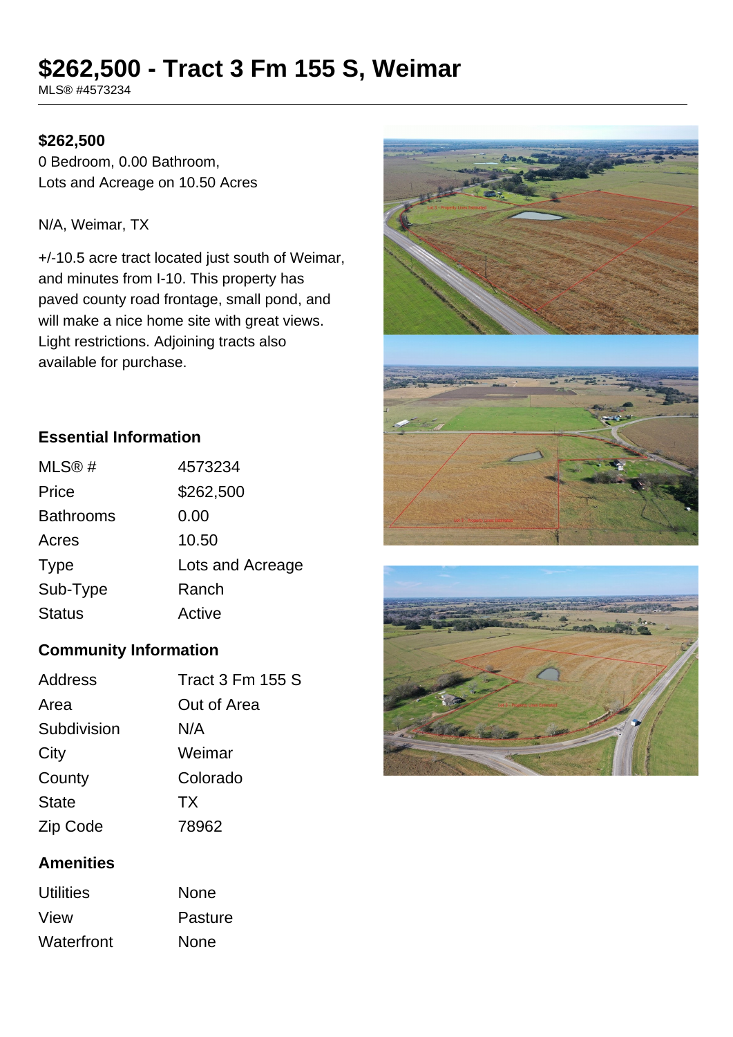# $262,500 - Tract 3 Fm 155 S, Weimar

MLS® #4573234

**$262,500**

0 Bedroom, 0.00 Bathroom,
Lots and Acreage on 10.50 Acres

N/A, Weimar, TX

+/-10.5 acre tract located just south of Weimar, and minutes from I-10. This property has paved county road frontage, small pond, and will make a nice home site with great views. Light restrictions. Adjoining tracts also available for purchase.

## Essential Information

| | |
|---|---|
| MLS® # | 4573234 |
| Price | $262,500 |
| Bathrooms | 0.00 |
| Acres | 10.50 |
| Type | Lots and Acreage |
| Sub-Type | Ranch |
| Status | Active |

## Community Information

| | |
|---|---|
| Address | Tract 3 Fm 155 S |
| Area | Out of Area |
| Subdivision | N/A |
| City | Weimar |
| County | Colorado |
| State | TX |
| Zip Code | 78962 |

## Amenities

| | |
|---|---|
| Utilities | None |
| View | Pasture |
| Waterfront | None |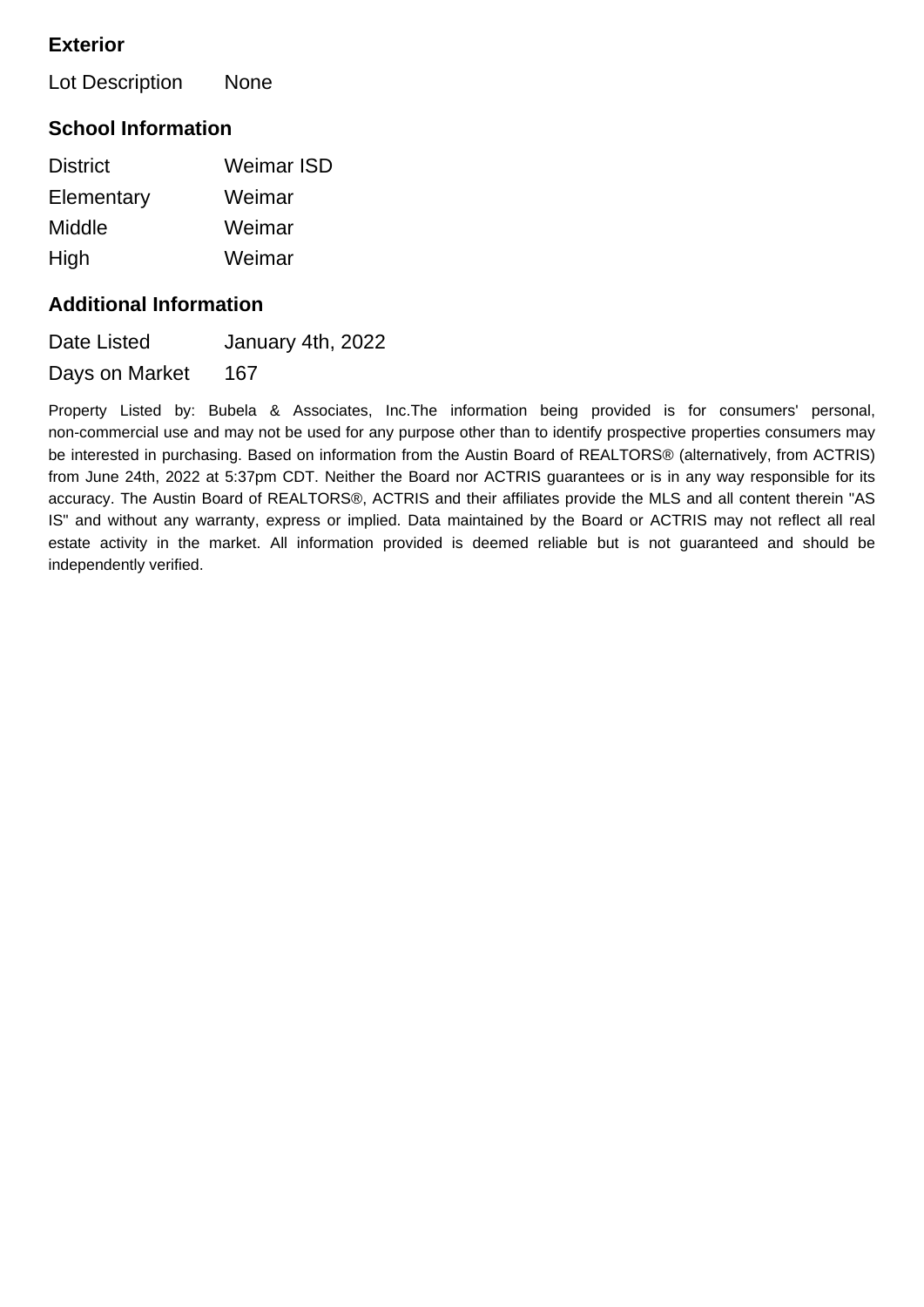## Exterior

| | |
|---|---|
| Lot Description | None |

## School Information

| | |
|---|---|
| District | Weimar ISD |
| Elementary | Weimar |
| Middle | Weimar |
| High | Weimar |

## Additional Information

| | |
|---|---|
| Date Listed | January 4th, 2022 |
| Days on Market | 167 |

Property Listed by: Bubela & Associates, Inc.The information being provided is for consumers' personal, non-commercial use and may not be used for any purpose other than to identify prospective properties consumers may be interested in purchasing. Based on information from the Austin Board of REALTORS® (alternatively, from ACTRIS) from June 24th, 2022 at 5:37pm CDT. Neither the Board nor ACTRIS guarantees or is in any way responsible for its accuracy. The Austin Board of REALTORS®, ACTRIS and their affiliates provide the MLS and all content therein "AS IS" and without any warranty, express or implied. Data maintained by the Board or ACTRIS may not reflect all real estate activity in the market. All information provided is deemed reliable but is not guaranteed and should be independently verified.